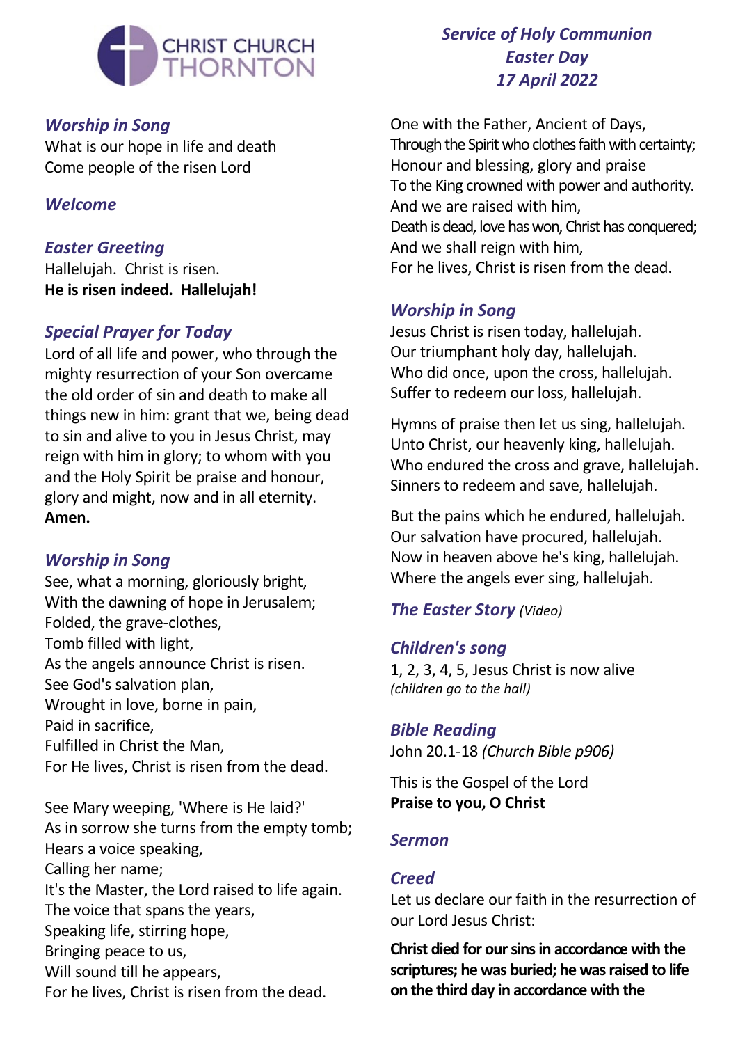CHRIST CHURCH THORNTON

## *Service of Holy Communion*
## *Easter Day*
## *17 April 2022*

### *Worship in Song*

What is our hope in life and death
Come people of the risen Lord

### *Welcome*

### *Easter Greeting*

Hallelujah. Christ is risen.
**He is risen indeed. Hallelujah!**

### *Special Prayer for Today*

Lord of all life and power, who through the mighty resurrection of your Son overcame the old order of sin and death to make all things new in him: grant that we, being dead to sin and alive to you in Jesus Christ, may reign with him in glory; to whom with you and the Holy Spirit be praise and honour, glory and might, now and in all eternity.
**Amen.**

### *Worship in Song*

See, what a morning, gloriously bright,
With the dawning of hope in Jerusalem;
Folded, the grave-clothes,
Tomb filled with light,
As the angels announce Christ is risen.
See God's salvation plan,
Wrought in love, borne in pain,
Paid in sacrifice,
Fulfilled in Christ the Man,
For He lives, Christ is risen from the dead.

See Mary weeping, 'Where is He laid?'
As in sorrow she turns from the empty tomb;
Hears a voice speaking,
Calling her name;
It's the Master, the Lord raised to life again.
The voice that spans the years,
Speaking life, stirring hope,
Bringing peace to us,
Will sound till he appears,
For he lives, Christ is risen from the dead.

One with the Father, Ancient of Days,
Through the Spirit who clothes faith with certainty;
Honour and blessing, glory and praise
To the King crowned with power and authority.
And we are raised with him,
Death is dead, love has won, Christ has conquered;
And we shall reign with him,
For he lives, Christ is risen from the dead.

### *Worship in Song*

Jesus Christ is risen today, hallelujah.
Our triumphant holy day, hallelujah.
Who did once, upon the cross, hallelujah.
Suffer to redeem our loss, hallelujah.

Hymns of praise then let us sing, hallelujah.
Unto Christ, our heavenly king, hallelujah.
Who endured the cross and grave, hallelujah.
Sinners to redeem and save, hallelujah.

But the pains which he endured, hallelujah.
Our salvation have procured, hallelujah.
Now in heaven above he's king, hallelujah.
Where the angels ever sing, hallelujah.

### *The Easter Story* *(Video)*

### *Children's song*

1, 2, 3, 4, 5, Jesus Christ is now alive
*(children go to the hall)*

### *Bible Reading*

John 20.1-18 *(Church Bible p906)*

This is the Gospel of the Lord
**Praise to you, O Christ**

### *Sermon*

### *Creed*

Let us declare our faith in the resurrection of our Lord Jesus Christ:

**Christ died for our sins in accordance with the scriptures; he was buried; he was raised to life on the third day in accordance with the**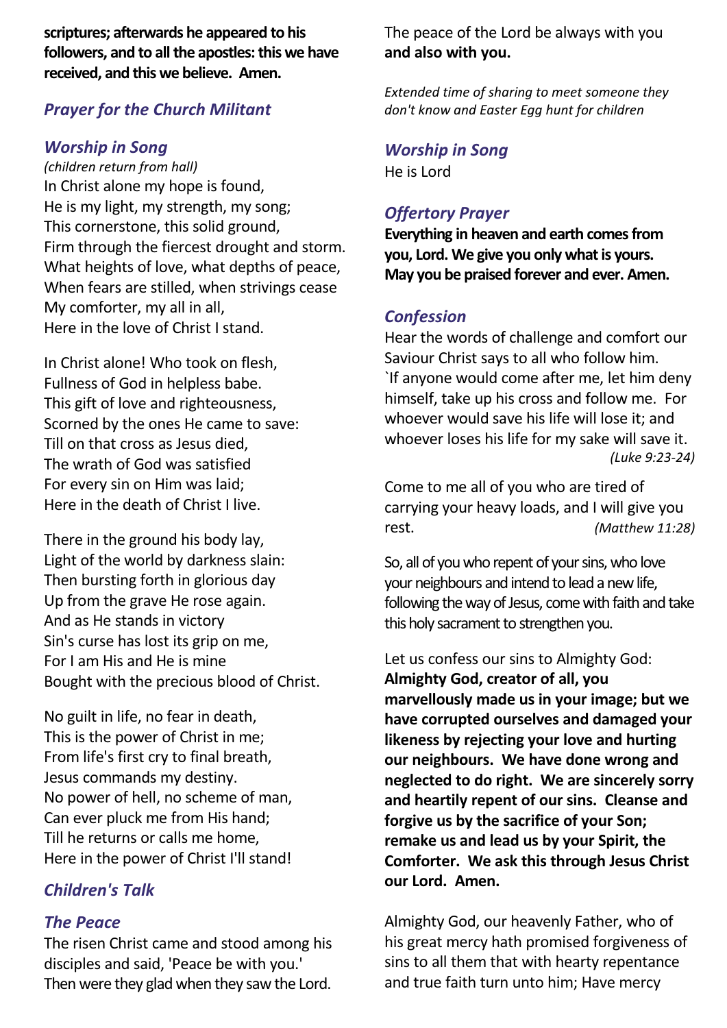**scriptures; afterwards he appeared to his followers, and to all the apostles: this we have received, and this we believe. Amen.**

## *Prayer for the Church Militant*

## *Worship in Song*

*(children return from hall)*

In Christ alone my hope is found,
He is my light, my strength, my song;
This cornerstone, this solid ground,
Firm through the fiercest drought and storm.
What heights of love, what depths of peace,
When fears are stilled, when strivings cease
My comforter, my all in all,
Here in the love of Christ I stand.

In Christ alone! Who took on flesh,
Fullness of God in helpless babe.
This gift of love and righteousness,
Scorned by the ones He came to save:
Till on that cross as Jesus died,
The wrath of God was satisfied
For every sin on Him was laid;
Here in the death of Christ I live.

There in the ground his body lay,
Light of the world by darkness slain:
Then bursting forth in glorious day
Up from the grave He rose again.
And as He stands in victory
Sin's curse has lost its grip on me,
For I am His and He is mine
Bought with the precious blood of Christ.

No guilt in life, no fear in death,
This is the power of Christ in me;
From life's first cry to final breath,
Jesus commands my destiny.
No power of hell, no scheme of man,
Can ever pluck me from His hand;
Till he returns or calls me home,
Here in the power of Christ I'll stand!

## *Children's Talk*

## *The Peace*

The risen Christ came and stood among his disciples and said, 'Peace be with you.'
Then were they glad when they saw the Lord.

The peace of the Lord be always with you
**and also with you.**

*Extended time of sharing to meet someone they don't know and Easter Egg hunt for children*

## *Worship in Song*

He is Lord

## *Offertory Prayer*

**Everything in heaven and earth comes from you, Lord. We give you only what is yours. May you be praised forever and ever. Amen.**

## *Confession*

Hear the words of challenge and comfort our Saviour Christ says to all who follow him.
`If anyone would come after me, let him deny himself, take up his cross and follow me. For whoever would save his life will lose it; and whoever loses his life for my sake will save it.
*(Luke 9:23-24)*

Come to me all of you who are tired of carrying your heavy loads, and I will give you rest. *(Matthew 11:28)*

So, all of you who repent of your sins, who love your neighbours and intend to lead a new life, following the way of Jesus, come with faith and take this holy sacrament to strengthen you.

Let us confess our sins to Almighty God:
**Almighty God, creator of all, you marvellously made us in your image; but we have corrupted ourselves and damaged your likeness by rejecting your love and hurting our neighbours. We have done wrong and neglected to do right. We are sincerely sorry and heartily repent of our sins. Cleanse and forgive us by the sacrifice of your Son; remake us and lead us by your Spirit, the Comforter. We ask this through Jesus Christ our Lord. Amen.**

Almighty God, our heavenly Father, who of his great mercy hath promised forgiveness of sins to all them that with hearty repentance and true faith turn unto him; Have mercy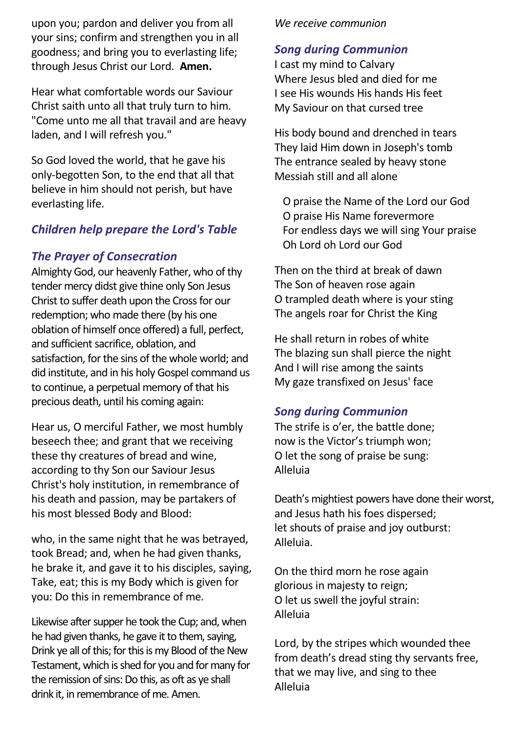upon you; pardon and deliver you from all your sins; confirm and strengthen you in all goodness; and bring you to everlasting life; through Jesus Christ our Lord. **Amen.**

Hear what comfortable words our Saviour Christ saith unto all that truly turn to him. "Come unto me all that travail and are heavy laden, and I will refresh you."

So God loved the world, that he gave his only-begotten Son, to the end that all that believe in him should not perish, but have everlasting life.

### *Children help prepare the Lord's Table*

### *The Prayer of Consecration*

Almighty God, our heavenly Father, who of thy tender mercy didst give thine only Son Jesus Christ to suffer death upon the Cross for our redemption; who made there (by his one oblation of himself once offered) a full, perfect, and sufficient sacrifice, oblation, and satisfaction, for the sins of the whole world; and did institute, and in his holy Gospel command us to continue, a perpetual memory of that his precious death, until his coming again:

Hear us, O merciful Father, we most humbly beseech thee; and grant that we receiving these thy creatures of bread and wine, according to thy Son our Saviour Jesus Christ's holy institution, in remembrance of his death and passion, may be partakers of his most blessed Body and Blood:

who, in the same night that he was betrayed, took Bread; and, when he had given thanks, he brake it, and gave it to his disciples, saying, Take, eat; this is my Body which is given for you: Do this in remembrance of me.

Likewise after supper he took the Cup; and, when he had given thanks, he gave it to them, saying, Drink ye all of this; for this is my Blood of the New Testament, which is shed for you and for many for the remission of sins: Do this, as oft as ye shall drink it, in remembrance of me. Amen.

*We receive communion*

### *Song during Communion*

I cast my mind to Calvary
Where Jesus bled and died for me
I see His wounds His hands His feet
My Saviour on that cursed tree

His body bound and drenched in tears
They laid Him down in Joseph's tomb
The entrance sealed by heavy stone
Messiah still and all alone

O praise the Name of the Lord our God
O praise His Name forevermore
For endless days we will sing Your praise
Oh Lord oh Lord our God

Then on the third at break of dawn
The Son of heaven rose again
O trampled death where is your sting
The angels roar for Christ the King

He shall return in robes of white
The blazing sun shall pierce the night
And I will rise among the saints
My gaze transfixed on Jesus' face

### *Song during Communion*

The strife is o'er, the battle done;
now is the Victor's triumph won;
O let the song of praise be sung:
Alleluia

Death's mightiest powers have done their worst,
and Jesus hath his foes dispersed;
let shouts of praise and joy outburst:
Alleluia.

On the third morn he rose again
glorious in majesty to reign;
O let us swell the joyful strain:
Alleluia

Lord, by the stripes which wounded thee
from death's dread sting thy servants free,
that we may live, and sing to thee
Alleluia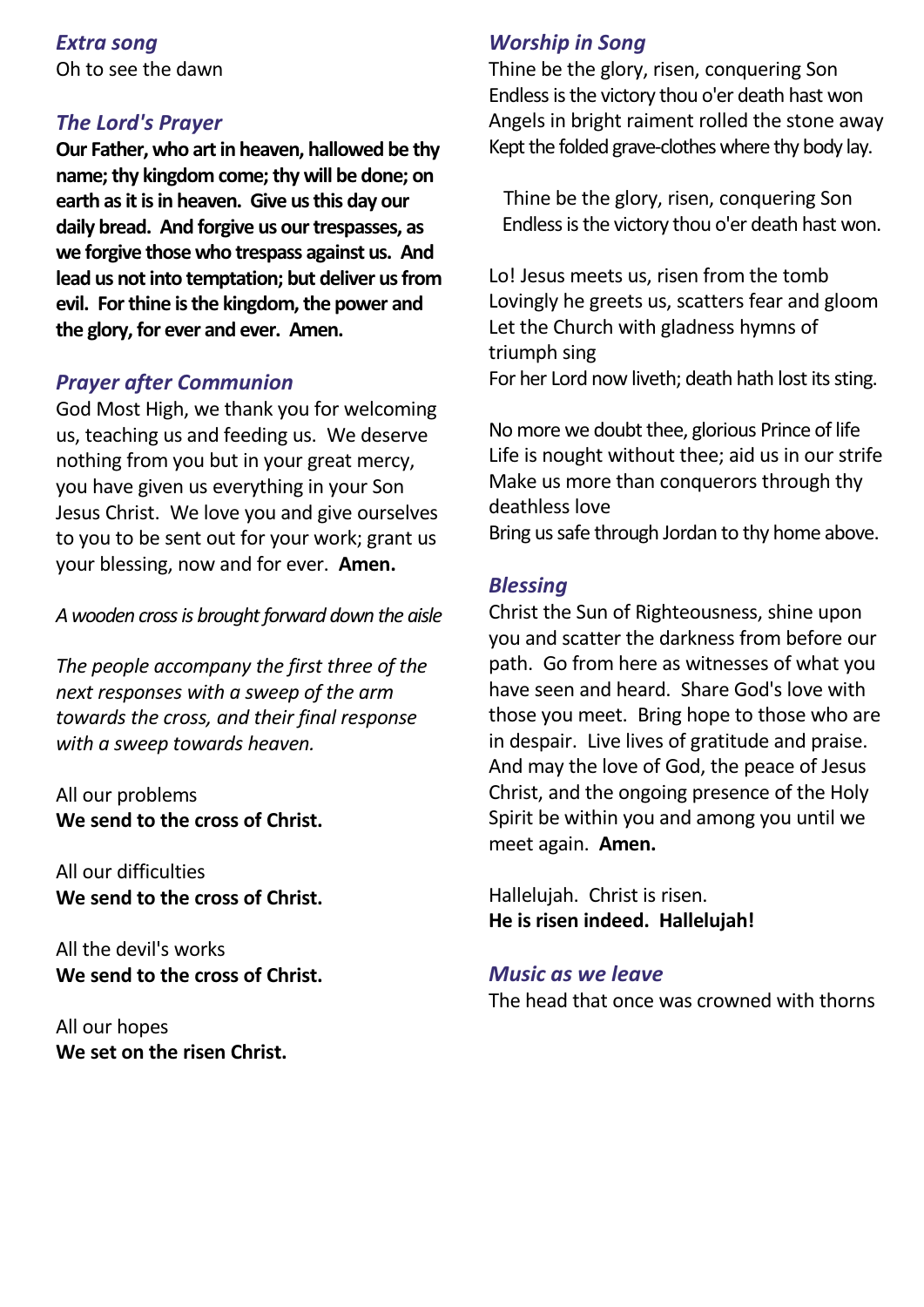### *Extra song*

Oh to see the dawn

### *The Lord's Prayer*

**Our Father, who art in heaven, hallowed be thy name; thy kingdom come; thy will be done; on earth as it is in heaven. Give us this day our daily bread. And forgive us our trespasses, as we forgive those who trespass against us. And lead us not into temptation; but deliver us from evil. For thine is the kingdom, the power and the glory, for ever and ever. Amen.**

### *Prayer after Communion*

God Most High, we thank you for welcoming us, teaching us and feeding us. We deserve nothing from you but in your great mercy, you have given us everything in your Son Jesus Christ. We love you and give ourselves to you to be sent out for your work; grant us your blessing, now and for ever. **Amen.**

*A wooden cross is brought forward down the aisle*

*The people accompany the first three of the next responses with a sweep of the arm towards the cross, and their final response with a sweep towards heaven.*

All our problems
**We send to the cross of Christ.**

All our difficulties
**We send to the cross of Christ.**

All the devil's works
**We send to the cross of Christ.**

All our hopes
**We set on the risen Christ.**

### *Worship in Song*

Thine be the glory, risen, conquering Son
Endless is the victory thou o'er death hast won
Angels in bright raiment rolled the stone away
Kept the folded grave-clothes where thy body lay.

Thine be the glory, risen, conquering Son
Endless is the victory thou o'er death hast won.

Lo! Jesus meets us, risen from the tomb
Lovingly he greets us, scatters fear and gloom
Let the Church with gladness hymns of triumph sing
For her Lord now liveth; death hath lost its sting.

No more we doubt thee, glorious Prince of life
Life is nought without thee; aid us in our strife
Make us more than conquerors through thy deathless love
Bring us safe through Jordan to thy home above.

### *Blessing*

Christ the Sun of Righteousness, shine upon you and scatter the darkness from before our path. Go from here as witnesses of what you have seen and heard. Share God's love with those you meet. Bring hope to those who are in despair. Live lives of gratitude and praise. And may the love of God, the peace of Jesus Christ, and the ongoing presence of the Holy Spirit be within you and among you until we meet again. **Amen.**

Hallelujah. Christ is risen.
**He is risen indeed. Hallelujah!**

### *Music as we leave*

The head that once was crowned with thorns